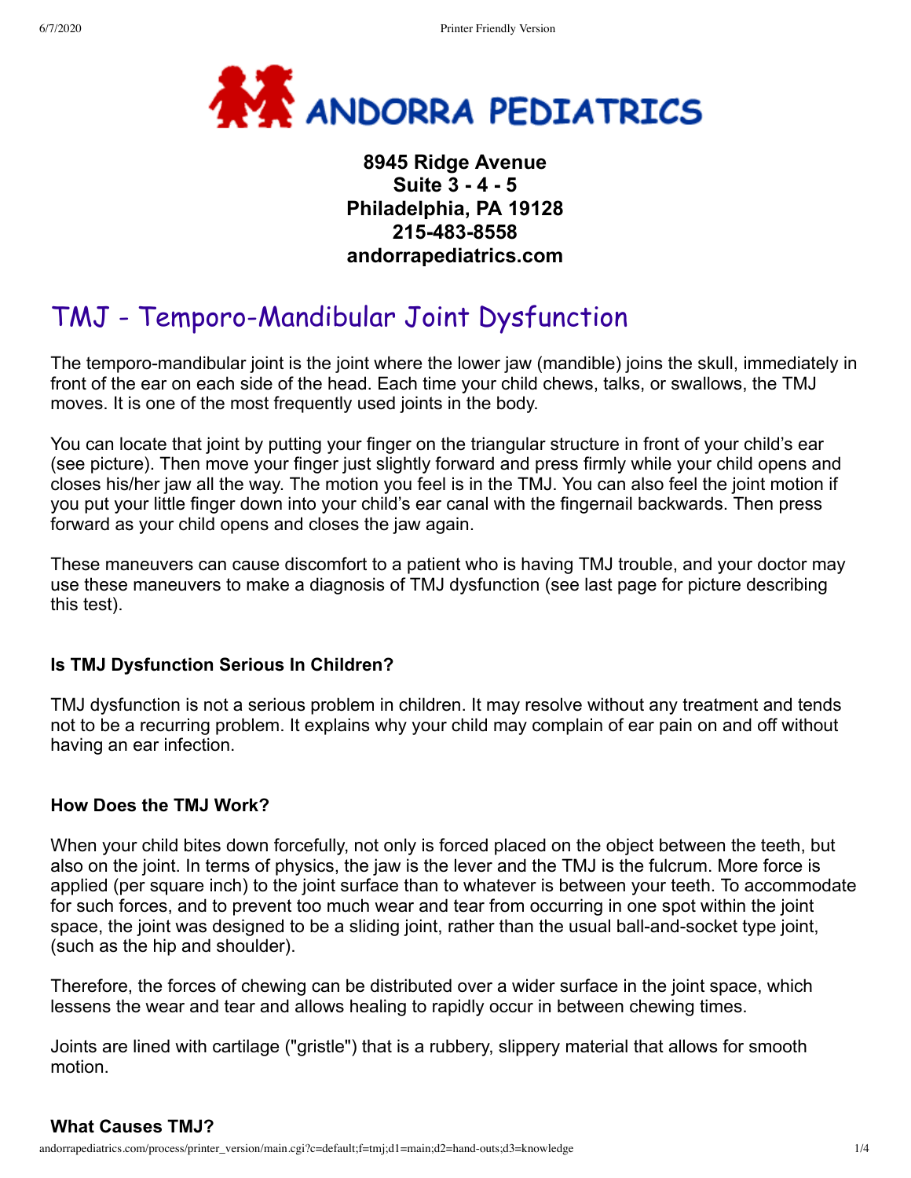**8945 Ridge Avenue**
**Suite 3 - 4 - 5**
**Philadelphia, PA 19128**
**215-483-8558**
**andorrapediatrics.com**

# TMJ - Temporo-Mandibular Joint Dysfunction

The temporo-mandibular joint is the joint where the lower jaw (mandible) joins the skull, immediately in front of the ear on each side of the head. Each time your child chews, talks, or swallows, the TMJ moves. It is one of the most frequently used joints in the body.

You can locate that joint by putting your finger on the triangular structure in front of your child's ear (see picture). Then move your finger just slightly forward and press firmly while your child opens and closes his/her jaw all the way. The motion you feel is in the TMJ. You can also feel the joint motion if you put your little finger down into your child's ear canal with the fingernail backwards. Then press forward as your child opens and closes the jaw again.

These maneuvers can cause discomfort to a patient who is having TMJ trouble, and your doctor may use these maneuvers to make a diagnosis of TMJ dysfunction (see last page for picture describing this test).

### Is TMJ Dysfunction Serious In Children?

TMJ dysfunction is not a serious problem in children. It may resolve without any treatment and tends not to be a recurring problem. It explains why your child may complain of ear pain on and off without having an ear infection.

### How Does the TMJ Work?

When your child bites down forcefully, not only is forced placed on the object between the teeth, but also on the joint. In terms of physics, the jaw is the lever and the TMJ is the fulcrum. More force is applied (per square inch) to the joint surface than to whatever is between your teeth. To accommodate for such forces, and to prevent too much wear and tear from occurring in one spot within the joint space, the joint was designed to be a sliding joint, rather than the usual ball-and-socket type joint, (such as the hip and shoulder).

Therefore, the forces of chewing can be distributed over a wider surface in the joint space, which lessens the wear and tear and allows healing to rapidly occur in between chewing times.

Joints are lined with cartilage ("gristle") that is a rubbery, slippery material that allows for smooth motion.

### What Causes TMJ?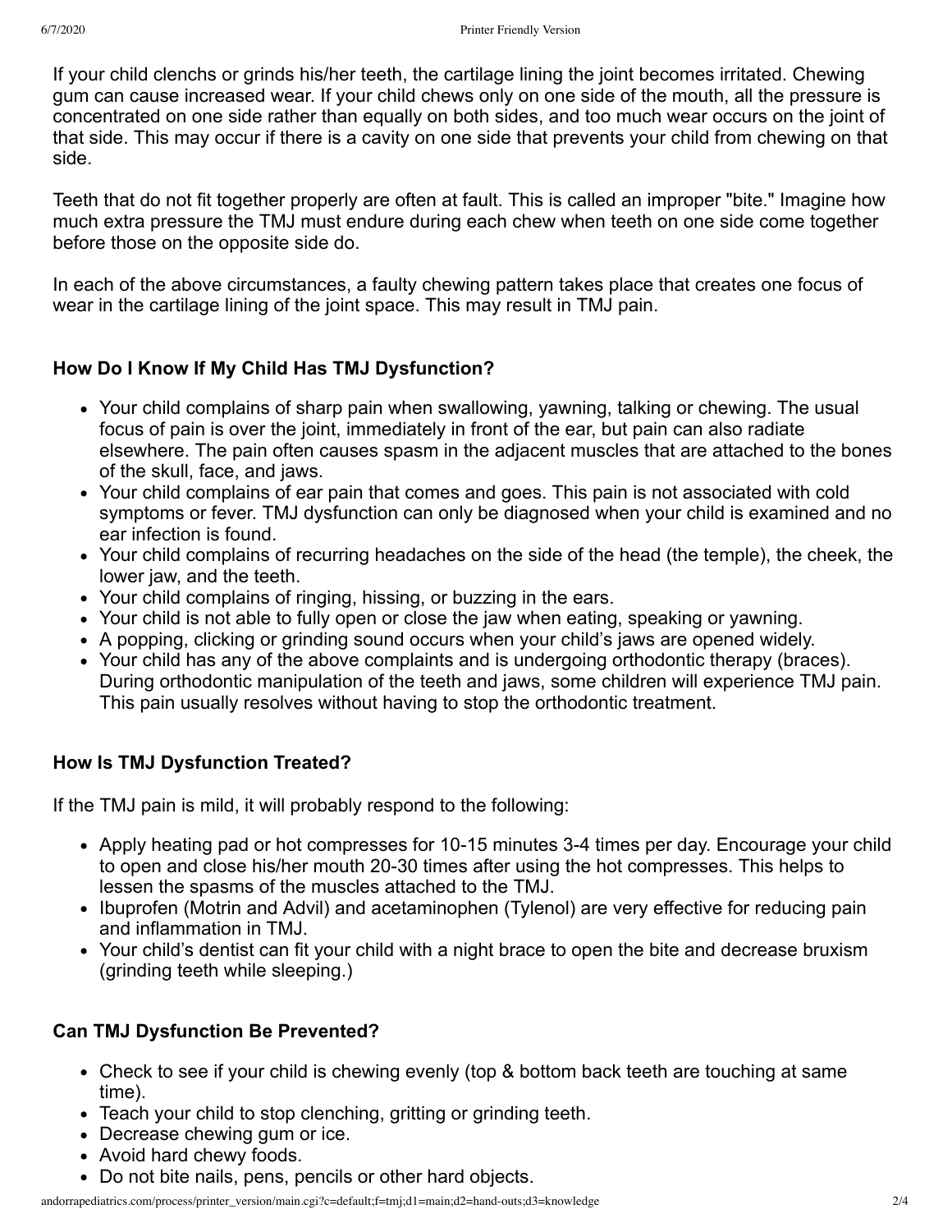If your child clenchs or grinds his/her teeth, the cartilage lining the joint becomes irritated. Chewing gum can cause increased wear. If your child chews only on one side of the mouth, all the pressure is concentrated on one side rather than equally on both sides, and too much wear occurs on the joint of that side. This may occur if there is a cavity on one side that prevents your child from chewing on that side.

Teeth that do not fit together properly are often at fault. This is called an improper "bite." Imagine how much extra pressure the TMJ must endure during each chew when teeth on one side come together before those on the opposite side do.

In each of the above circumstances, a faulty chewing pattern takes place that creates one focus of wear in the cartilage lining of the joint space. This may result in TMJ pain.

### How Do I Know If My Child Has TMJ Dysfunction?

- Your child complains of sharp pain when swallowing, yawning, talking or chewing. The usual focus of pain is over the joint, immediately in front of the ear, but pain can also radiate elsewhere. The pain often causes spasm in the adjacent muscles that are attached to the bones of the skull, face, and jaws.
- Your child complains of ear pain that comes and goes. This pain is not associated with cold symptoms or fever. TMJ dysfunction can only be diagnosed when your child is examined and no ear infection is found.
- Your child complains of recurring headaches on the side of the head (the temple), the cheek, the lower jaw, and the teeth.
- Your child complains of ringing, hissing, or buzzing in the ears.
- Your child is not able to fully open or close the jaw when eating, speaking or yawning.
- A popping, clicking or grinding sound occurs when your child's jaws are opened widely.
- Your child has any of the above complaints and is undergoing orthodontic therapy (braces). During orthodontic manipulation of the teeth and jaws, some children will experience TMJ pain. This pain usually resolves without having to stop the orthodontic treatment.

### How Is TMJ Dysfunction Treated?

If the TMJ pain is mild, it will probably respond to the following:

- Apply heating pad or hot compresses for 10-15 minutes 3-4 times per day. Encourage your child to open and close his/her mouth 20-30 times after using the hot compresses. This helps to lessen the spasms of the muscles attached to the TMJ.
- Ibuprofen (Motrin and Advil) and acetaminophen (Tylenol) are very effective for reducing pain and inflammation in TMJ.
- Your child's dentist can fit your child with a night brace to open the bite and decrease bruxism (grinding teeth while sleeping.)

### Can TMJ Dysfunction Be Prevented?

- Check to see if your child is chewing evenly (top & bottom back teeth are touching at same time).
- Teach your child to stop clenching, gritting or grinding teeth.
- Decrease chewing gum or ice.
- Avoid hard chewy foods.
- Do not bite nails, pens, pencils or other hard objects.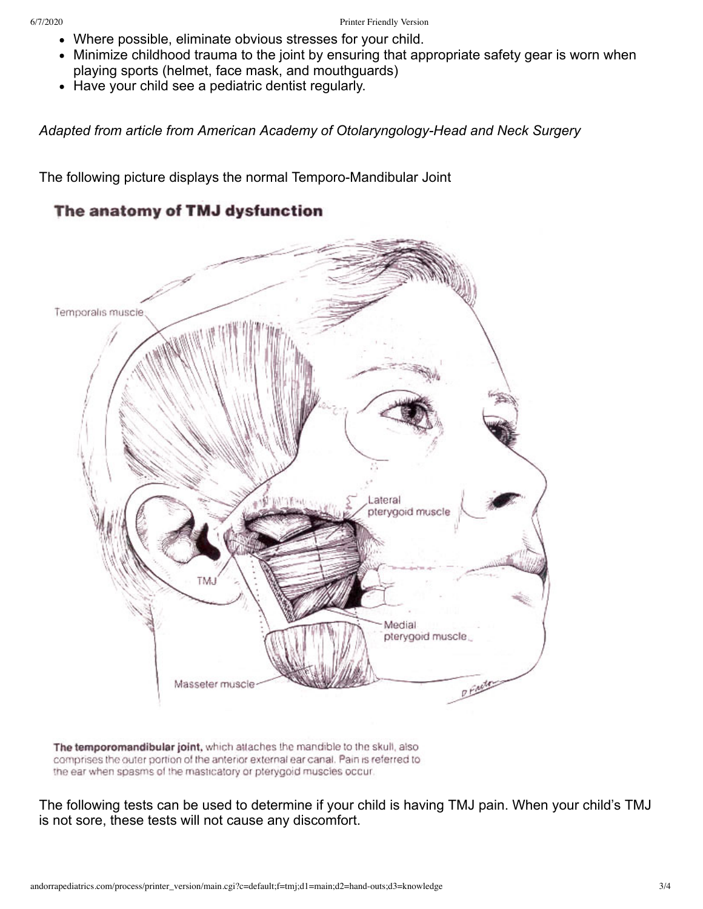- Where possible, eliminate obvious stresses for your child.
- Minimize childhood trauma to the joint by ensuring that appropriate safety gear is worn when playing sports (helmet, face mask, and mouthguards)
- Have your child see a pediatric dentist regularly.

*Adapted from article from American Academy of Otolaryngology-Head and Neck Surgery*

The following picture displays the normal Temporo-Mandibular Joint

**The anatomy of TMJ dysfunction**

**The temporomandibular joint,** which attaches the mandible to the skull, also comprises the outer portion of the anterior external ear canal. Pain is referred to the ear when spasms of the masticatory or pterygoid muscles occur.

The following tests can be used to determine if your child is having TMJ pain. When your child's TMJ is not sore, these tests will not cause any discomfort.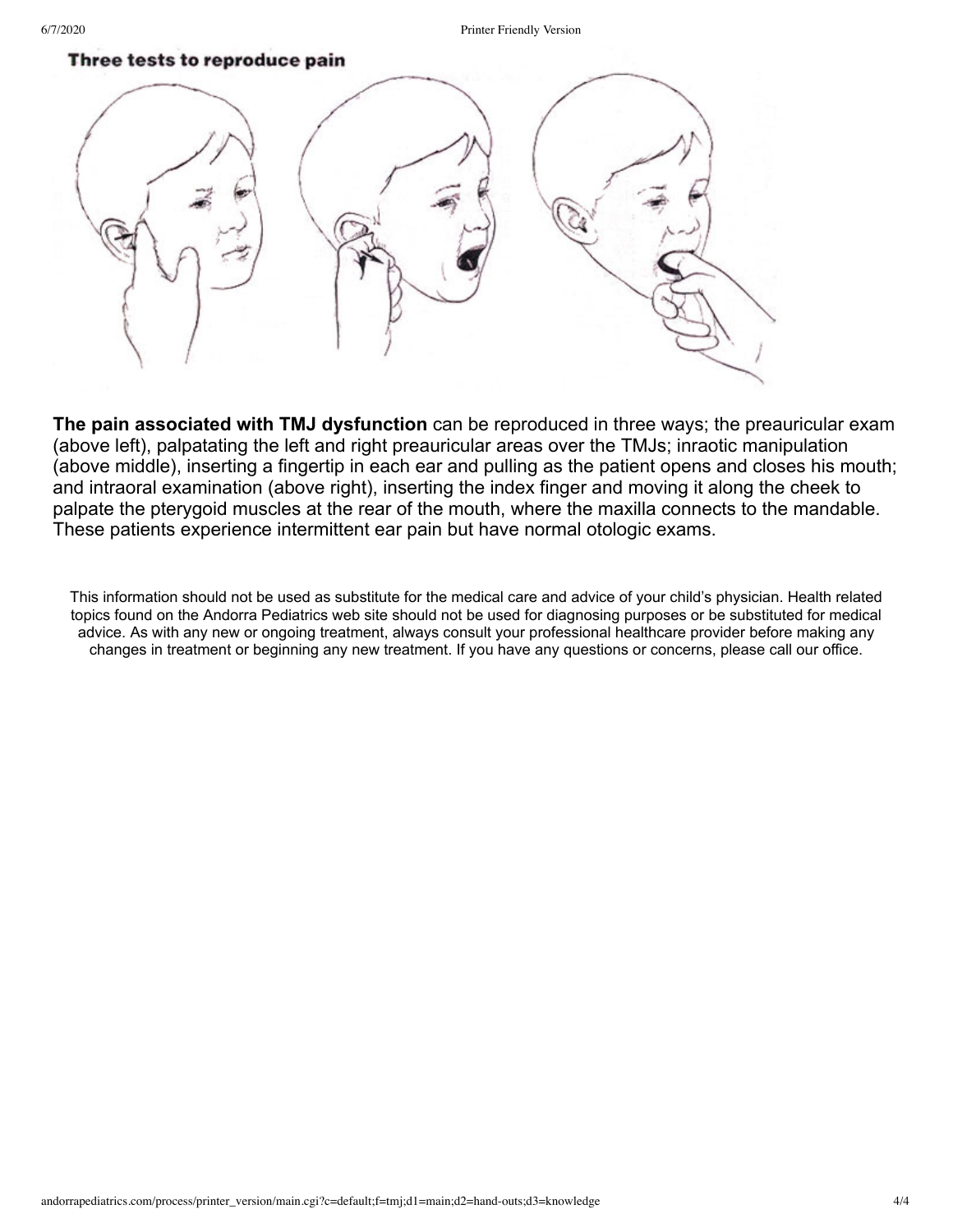**Three tests to reproduce pain**

**The pain associated with TMJ dysfunction** can be reproduced in three ways; the preauricular exam (above left), palpatating the left and right preauricular areas over the TMJs; inraotic manipulation (above middle), inserting a fingertip in each ear and pulling as the patient opens and closes his mouth; and intraoral examination (above right), inserting the index finger and moving it along the cheek to palpate the pterygoid muscles at the rear of the mouth, where the maxilla connects to the mandable. These patients experience intermittent ear pain but have normal otologic exams.

This information should not be used as substitute for the medical care and advice of your child's physician. Health related topics found on the Andorra Pediatrics web site should not be used for diagnosing purposes or be substituted for medical advice. As with any new or ongoing treatment, always consult your professional healthcare provider before making any changes in treatment or beginning any new treatment. If you have any questions or concerns, please call our office.